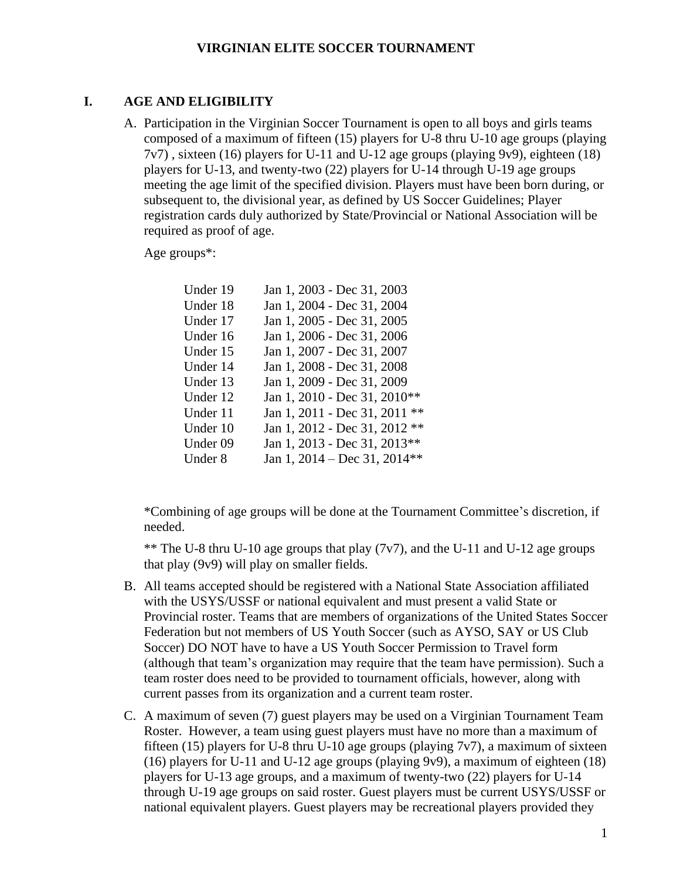# VIRGINIAN ELITE SOCCER TOURNAMENT

## I. AGE AND ELIGIBILITY

A. Participation in the Virginian Soccer Tournament is open to all boys and girls teams composed of a maximum of fifteen (15) players for U-8 thru U-10 age groups (playing 7v7) , sixteen (16) players for U-11 and U-12 age groups (playing 9v9), eighteen (18) players for U-13, and twenty-two (22) players for U-14 through U-19 age groups meeting the age limit of the specified division. Players must have been born during, or subsequent to, the divisional year, as defined by US Soccer Guidelines; Player registration cards duly authorized by State/Provincial or National Association will be required as proof of age.

Age groups*:

| | |
|---|---|
| Under 19 | Jan 1, 2003 - Dec 31, 2003 |
| Under 18 | Jan 1, 2004 - Dec 31, 2004 |
| Under 17 | Jan 1, 2005 - Dec 31, 2005 |
| Under 16 | Jan 1, 2006 - Dec 31, 2006 |
| Under 15 | Jan 1, 2007 - Dec 31, 2007 |
| Under 14 | Jan 1, 2008 - Dec 31, 2008 |
| Under 13 | Jan 1, 2009 - Dec 31, 2009 |
| Under 12 | Jan 1, 2010 - Dec 31, 2010** |
| Under 11 | Jan 1, 2011 - Dec 31, 2011 ** |
| Under 10 | Jan 1, 2012 - Dec 31, 2012 ** |
| Under 09 | Jan 1, 2013 - Dec 31, 2013** |
| Under 8 | Jan 1, 2014 – Dec 31, 2014** |

*Combining of age groups will be done at the Tournament Committee's discretion, if needed.

** The U-8 thru U-10 age groups that play (7v7), and the U-11 and U-12 age groups that play (9v9) will play on smaller fields.

B. All teams accepted should be registered with a National State Association affiliated with the USYS/USSF or national equivalent and must present a valid State or Provincial roster. Teams that are members of organizations of the United States Soccer Federation but not members of US Youth Soccer (such as AYSO, SAY or US Club Soccer) DO NOT have to have a US Youth Soccer Permission to Travel form (although that team's organization may require that the team have permission). Such a team roster does need to be provided to tournament officials, however, along with current passes from its organization and a current team roster.

C. A maximum of seven (7) guest players may be used on a Virginian Tournament Team Roster. However, a team using guest players must have no more than a maximum of fifteen (15) players for U-8 thru U-10 age groups (playing 7v7), a maximum of sixteen (16) players for U-11 and U-12 age groups (playing 9v9), a maximum of eighteen (18) players for U-13 age groups, and a maximum of twenty-two (22) players for U-14 through U-19 age groups on said roster. Guest players must be current USYS/USSF or national equivalent players. Guest players may be recreational players provided they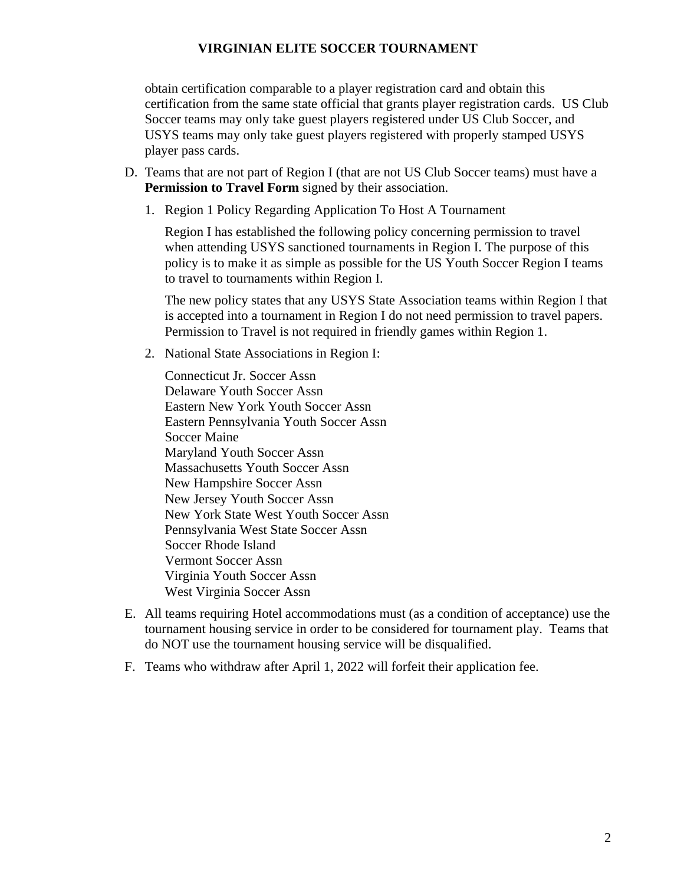obtain certification comparable to a player registration card and obtain this certification from the same state official that grants player registration cards. US Club Soccer teams may only take guest players registered under US Club Soccer, and USYS teams may only take guest players registered with properly stamped USYS player pass cards.

D. Teams that are not part of Region I (that are not US Club Soccer teams) must have a **Permission to Travel Form** signed by their association.

   1. Region 1 Policy Regarding Application To Host A Tournament

      Region I has established the following policy concerning permission to travel when attending USYS sanctioned tournaments in Region I. The purpose of this policy is to make it as simple as possible for the US Youth Soccer Region I teams to travel to tournaments within Region I.

      The new policy states that any USYS State Association teams within Region I that is accepted into a tournament in Region I do not need permission to travel papers. Permission to Travel is not required in friendly games within Region 1.

   2. National State Associations in Region I:

      Connecticut Jr. Soccer Assn
      Delaware Youth Soccer Assn
      Eastern New York Youth Soccer Assn
      Eastern Pennsylvania Youth Soccer Assn
      Soccer Maine
      Maryland Youth Soccer Assn
      Massachusetts Youth Soccer Assn
      New Hampshire Soccer Assn
      New Jersey Youth Soccer Assn
      New York State West Youth Soccer Assn
      Pennsylvania West State Soccer Assn
      Soccer Rhode Island
      Vermont Soccer Assn
      Virginia Youth Soccer Assn
      West Virginia Soccer Assn

E. All teams requiring Hotel accommodations must (as a condition of acceptance) use the tournament housing service in order to be considered for tournament play. Teams that do NOT use the tournament housing service will be disqualified.

F. Teams who withdraw after April 1, 2022 will forfeit their application fee.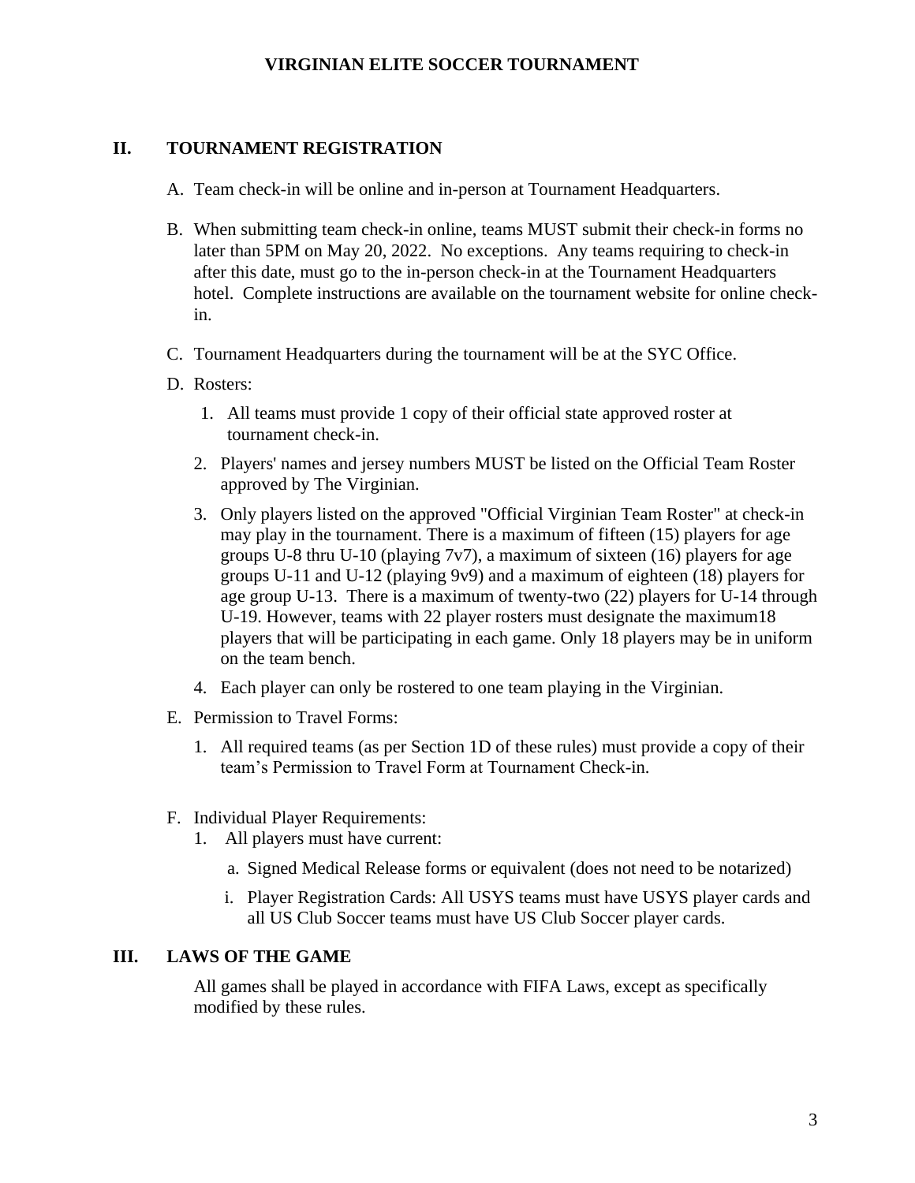## II. TOURNAMENT REGISTRATION

A. Team check-in will be online and in-person at Tournament Headquarters.

B. When submitting team check-in online, teams MUST submit their check-in forms no later than 5PM on May 20, 2022. No exceptions. Any teams requiring to check-in after this date, must go to the in-person check-in at the Tournament Headquarters hotel. Complete instructions are available on the tournament website for online check-in.

C. Tournament Headquarters during the tournament will be at the SYC Office.

D. Rosters:

   1. All teams must provide 1 copy of their official state approved roster at tournament check-in.
   2. Players' names and jersey numbers MUST be listed on the Official Team Roster approved by The Virginian.
   3. Only players listed on the approved "Official Virginian Team Roster" at check-in may play in the tournament. There is a maximum of fifteen (15) players for age groups U-8 thru U-10 (playing 7v7), a maximum of sixteen (16) players for age groups U-11 and U-12 (playing 9v9) and a maximum of eighteen (18) players for age group U-13. There is a maximum of twenty-two (22) players for U-14 through U-19. However, teams with 22 player rosters must designate the maximum18 players that will be participating in each game. Only 18 players may be in uniform on the team bench.
   4. Each player can only be rostered to one team playing in the Virginian.

E. Permission to Travel Forms:

   1. All required teams (as per Section 1D of these rules) must provide a copy of their team's Permission to Travel Form at Tournament Check-in.

F. Individual Player Requirements:

   1. All players must have current:

      a. Signed Medical Release forms or equivalent (does not need to be notarized)

      i. Player Registration Cards: All USYS teams must have USYS player cards and all US Club Soccer teams must have US Club Soccer player cards.

## III. LAWS OF THE GAME

All games shall be played in accordance with FIFA Laws, except as specifically modified by these rules.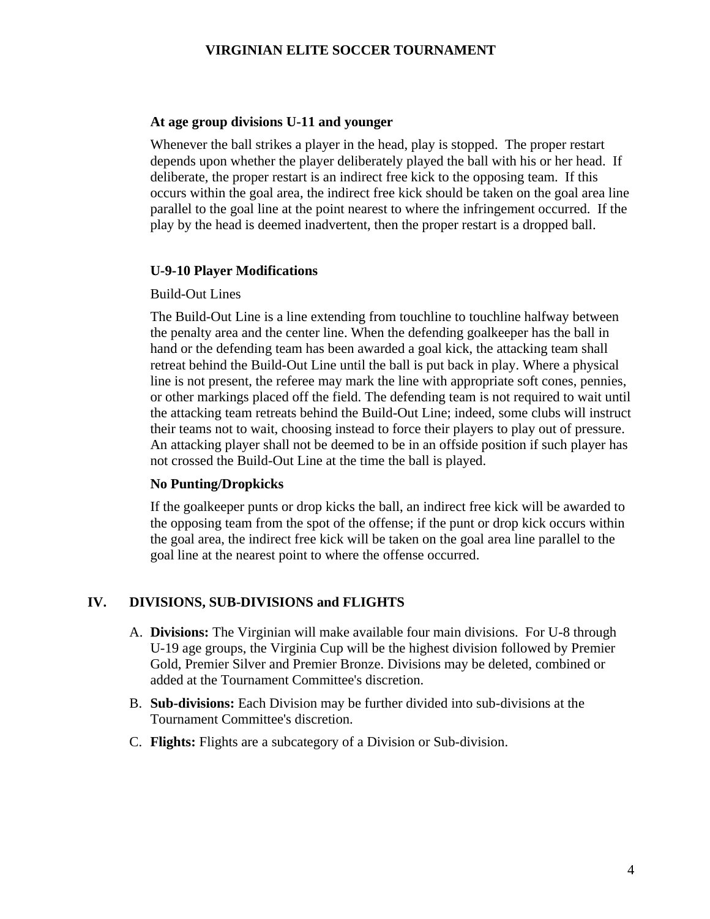**At age group divisions U-11 and younger**

Whenever the ball strikes a player in the head, play is stopped. The proper restart depends upon whether the player deliberately played the ball with his or her head. If deliberate, the proper restart is an indirect free kick to the opposing team. If this occurs within the goal area, the indirect free kick should be taken on the goal area line parallel to the goal line at the point nearest to where the infringement occurred. If the play by the head is deemed inadvertent, then the proper restart is a dropped ball.

**U-9-10 Player Modifications**

Build-Out Lines

The Build-Out Line is a line extending from touchline to touchline halfway between the penalty area and the center line. When the defending goalkeeper has the ball in hand or the defending team has been awarded a goal kick, the attacking team shall retreat behind the Build-Out Line until the ball is put back in play. Where a physical line is not present, the referee may mark the line with appropriate soft cones, pennies, or other markings placed off the field. The defending team is not required to wait until the attacking team retreats behind the Build-Out Line; indeed, some clubs will instruct their teams not to wait, choosing instead to force their players to play out of pressure. An attacking player shall not be deemed to be in an offside position if such player has not crossed the Build-Out Line at the time the ball is played.

**No Punting/Dropkicks**

If the goalkeeper punts or drop kicks the ball, an indirect free kick will be awarded to the opposing team from the spot of the offense; if the punt or drop kick occurs within the goal area, the indirect free kick will be taken on the goal area line parallel to the goal line at the nearest point to where the offense occurred.

## IV. DIVISIONS, SUB-DIVISIONS and FLIGHTS

A. **Divisions:** The Virginian will make available four main divisions. For U-8 through U-19 age groups, the Virginia Cup will be the highest division followed by Premier Gold, Premier Silver and Premier Bronze. Divisions may be deleted, combined or added at the Tournament Committee's discretion.

B. **Sub-divisions:** Each Division may be further divided into sub-divisions at the Tournament Committee's discretion.

C. **Flights:** Flights are a subcategory of a Division or Sub-division.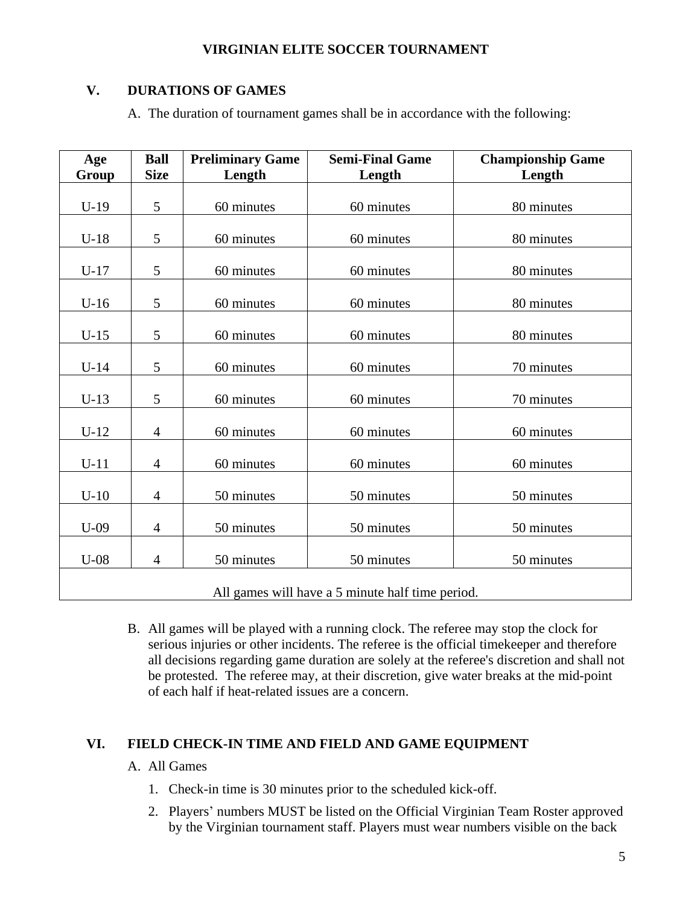## V. DURATIONS OF GAMES

A. The duration of tournament games shall be in accordance with the following:

| Age Group | Ball Size | Preliminary Game Length | Semi-Final Game Length | Championship Game Length |
|---|---|---|---|---|
| U-19 | 5 | 60 minutes | 60 minutes | 80 minutes |
| U-18 | 5 | 60 minutes | 60 minutes | 80 minutes |
| U-17 | 5 | 60 minutes | 60 minutes | 80 minutes |
| U-16 | 5 | 60 minutes | 60 minutes | 80 minutes |
| U-15 | 5 | 60 minutes | 60 minutes | 80 minutes |
| U-14 | 5 | 60 minutes | 60 minutes | 70 minutes |
| U-13 | 5 | 60 minutes | 60 minutes | 70 minutes |
| U-12 | 4 | 60 minutes | 60 minutes | 60 minutes |
| U-11 | 4 | 60 minutes | 60 minutes | 60 minutes |
| U-10 | 4 | 50 minutes | 50 minutes | 50 minutes |
| U-09 | 4 | 50 minutes | 50 minutes | 50 minutes |
| U-08 | 4 | 50 minutes | 50 minutes | 50 minutes |
| All games will have a 5 minute half time period. | | | | |

B. All games will be played with a running clock. The referee may stop the clock for serious injuries or other incidents. The referee is the official timekeeper and therefore all decisions regarding game duration are solely at the referee's discretion and shall not be protested. The referee may, at their discretion, give water breaks at the mid-point of each half if heat-related issues are a concern.

## VI. FIELD CHECK-IN TIME AND FIELD AND GAME EQUIPMENT

A. All Games

1. Check-in time is 30 minutes prior to the scheduled kick-off.
2. Players' numbers MUST be listed on the Official Virginian Team Roster approved by the Virginian tournament staff. Players must wear numbers visible on the back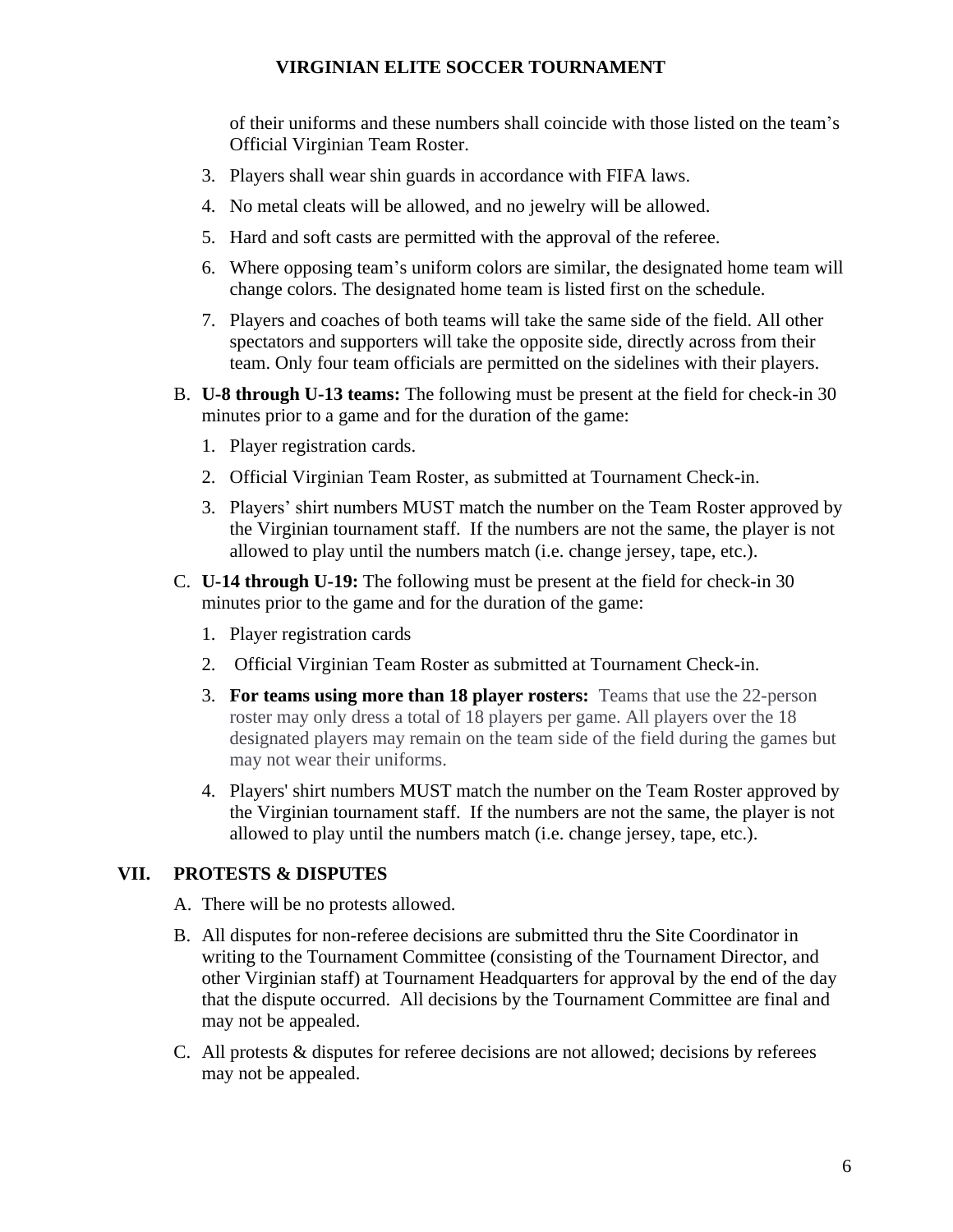of their uniforms and these numbers shall coincide with those listed on the team's Official Virginian Team Roster.

3. Players shall wear shin guards in accordance with FIFA laws.
4. No metal cleats will be allowed, and no jewelry will be allowed.
5. Hard and soft casts are permitted with the approval of the referee.
6. Where opposing team's uniform colors are similar, the designated home team will change colors. The designated home team is listed first on the schedule.
7. Players and coaches of both teams will take the same side of the field. All other spectators and supporters will take the opposite side, directly across from their team. Only four team officials are permitted on the sidelines with their players.

B. **U-8 through U-13 teams:** The following must be present at the field for check-in 30 minutes prior to a game and for the duration of the game:

1. Player registration cards.
2. Official Virginian Team Roster, as submitted at Tournament Check-in.
3. Players' shirt numbers MUST match the number on the Team Roster approved by the Virginian tournament staff. If the numbers are not the same, the player is not allowed to play until the numbers match (i.e. change jersey, tape, etc.).

C. **U-14 through U-19:** The following must be present at the field for check-in 30 minutes prior to the game and for the duration of the game:

1. Player registration cards
2. Official Virginian Team Roster as submitted at Tournament Check-in.
3. **For teams using more than 18 player rosters:** Teams that use the 22-person roster may only dress a total of 18 players per game. All players over the 18 designated players may remain on the team side of the field during the games but may not wear their uniforms.
4. Players' shirt numbers MUST match the number on the Team Roster approved by the Virginian tournament staff. If the numbers are not the same, the player is not allowed to play until the numbers match (i.e. change jersey, tape, etc.).

## VII. PROTESTS & DISPUTES

A. There will be no protests allowed.

B. All disputes for non-referee decisions are submitted thru the Site Coordinator in writing to the Tournament Committee (consisting of the Tournament Director, and other Virginian staff) at Tournament Headquarters for approval by the end of the day that the dispute occurred. All decisions by the Tournament Committee are final and may not be appealed.

C. All protests & disputes for referee decisions are not allowed; decisions by referees may not be appealed.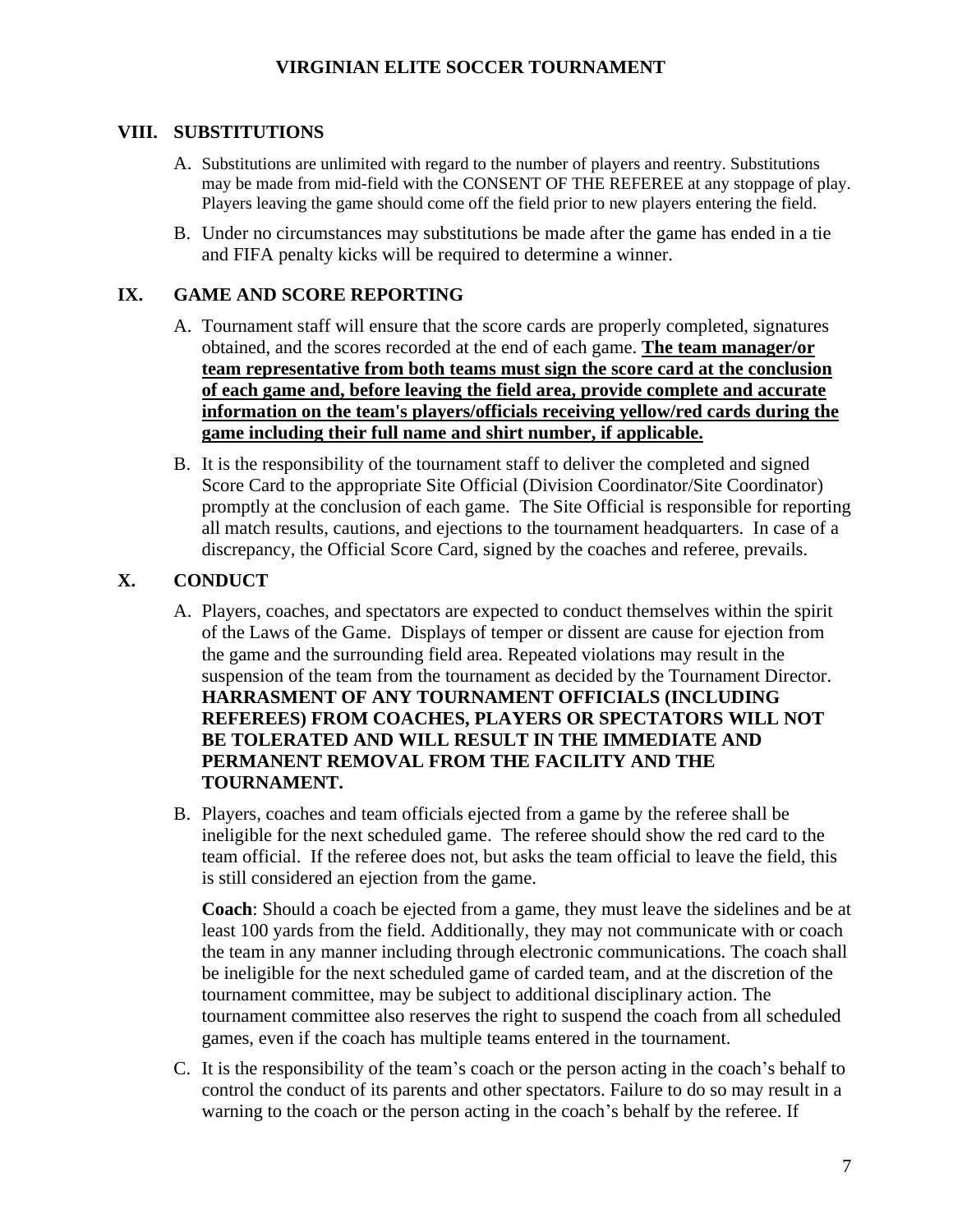## VIII. SUBSTITUTIONS

A. Substitutions are unlimited with regard to the number of players and reentry. Substitutions may be made from mid-field with the CONSENT OF THE REFEREE at any stoppage of play. Players leaving the game should come off the field prior to new players entering the field.

B. Under no circumstances may substitutions be made after the game has ended in a tie and FIFA penalty kicks will be required to determine a winner.

## IX. GAME AND SCORE REPORTING

A. Tournament staff will ensure that the score cards are properly completed, signatures obtained, and the scores recorded at the end of each game. **The team manager/or team representative from both teams must sign the score card at the conclusion of each game and, before leaving the field area, provide complete and accurate information on the team's players/officials receiving yellow/red cards during the game including their full name and shirt number, if applicable.**

B. It is the responsibility of the tournament staff to deliver the completed and signed Score Card to the appropriate Site Official (Division Coordinator/Site Coordinator) promptly at the conclusion of each game. The Site Official is responsible for reporting all match results, cautions, and ejections to the tournament headquarters. In case of a discrepancy, the Official Score Card, signed by the coaches and referee, prevails.

## X. CONDUCT

A. Players, coaches, and spectators are expected to conduct themselves within the spirit of the Laws of the Game. Displays of temper or dissent are cause for ejection from the game and the surrounding field area. Repeated violations may result in the suspension of the team from the tournament as decided by the Tournament Director. **HARRASMENT OF ANY TOURNAMENT OFFICIALS (INCLUDING REFEREES) FROM COACHES, PLAYERS OR SPECTATORS WILL NOT BE TOLERATED AND WILL RESULT IN THE IMMEDIATE AND PERMANENT REMOVAL FROM THE FACILITY AND THE TOURNAMENT.**

B. Players, coaches and team officials ejected from a game by the referee shall be ineligible for the next scheduled game. The referee should show the red card to the team official. If the referee does not, but asks the team official to leave the field, this is still considered an ejection from the game.

   **Coach**: Should a coach be ejected from a game, they must leave the sidelines and be at least 100 yards from the field. Additionally, they may not communicate with or coach the team in any manner including through electronic communications. The coach shall be ineligible for the next scheduled game of carded team, and at the discretion of the tournament committee, may be subject to additional disciplinary action. The tournament committee also reserves the right to suspend the coach from all scheduled games, even if the coach has multiple teams entered in the tournament.

C. It is the responsibility of the team's coach or the person acting in the coach's behalf to control the conduct of its parents and other spectators. Failure to do so may result in a warning to the coach or the person acting in the coach's behalf by the referee. If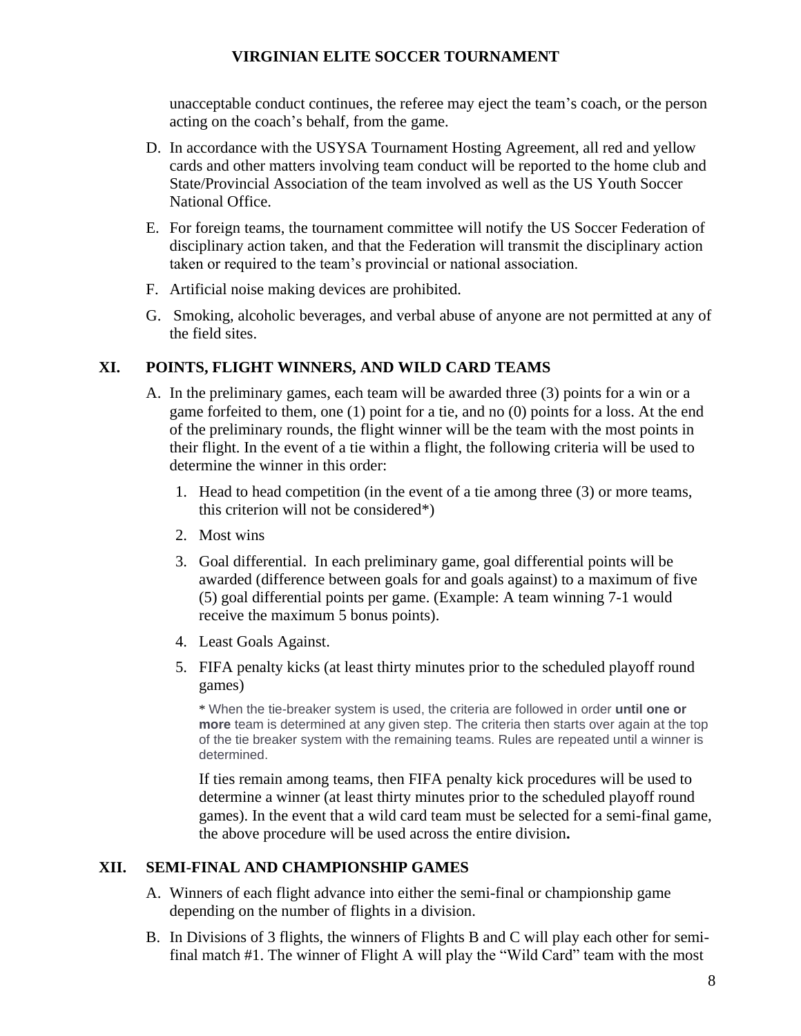unacceptable conduct continues, the referee may eject the team's coach, or the person acting on the coach's behalf, from the game.

D. In accordance with the USYSA Tournament Hosting Agreement, all red and yellow cards and other matters involving team conduct will be reported to the home club and State/Provincial Association of the team involved as well as the US Youth Soccer National Office.

E. For foreign teams, the tournament committee will notify the US Soccer Federation of disciplinary action taken, and that the Federation will transmit the disciplinary action taken or required to the team's provincial or national association.

F. Artificial noise making devices are prohibited.

G. Smoking, alcoholic beverages, and verbal abuse of anyone are not permitted at any of the field sites.

## XI. POINTS, FLIGHT WINNERS, AND WILD CARD TEAMS

A. In the preliminary games, each team will be awarded three (3) points for a win or a game forfeited to them, one (1) point for a tie, and no (0) points for a loss. At the end of the preliminary rounds, the flight winner will be the team with the most points in their flight. In the event of a tie within a flight, the following criteria will be used to determine the winner in this order:

1. Head to head competition (in the event of a tie among three (3) or more teams, this criterion will not be considered*)
2. Most wins
3. Goal differential. In each preliminary game, goal differential points will be awarded (difference between goals for and goals against) to a maximum of five (5) goal differential points per game. (Example: A team winning 7-1 would receive the maximum 5 bonus points).
4. Least Goals Against.
5. FIFA penalty kicks (at least thirty minutes prior to the scheduled playoff round games)

\* When the tie-breaker system is used, the criteria are followed in order **until one or more** team is determined at any given step. The criteria then starts over again at the top of the tie breaker system with the remaining teams. Rules are repeated until a winner is determined.

If ties remain among teams, then FIFA penalty kick procedures will be used to determine a winner (at least thirty minutes prior to the scheduled playoff round games). In the event that a wild card team must be selected for a semi-final game, the above procedure will be used across the entire division**.**

## XII. SEMI-FINAL AND CHAMPIONSHIP GAMES

A. Winners of each flight advance into either the semi-final or championship game depending on the number of flights in a division.

B. In Divisions of 3 flights, the winners of Flights B and C will play each other for semi-final match #1. The winner of Flight A will play the "Wild Card" team with the most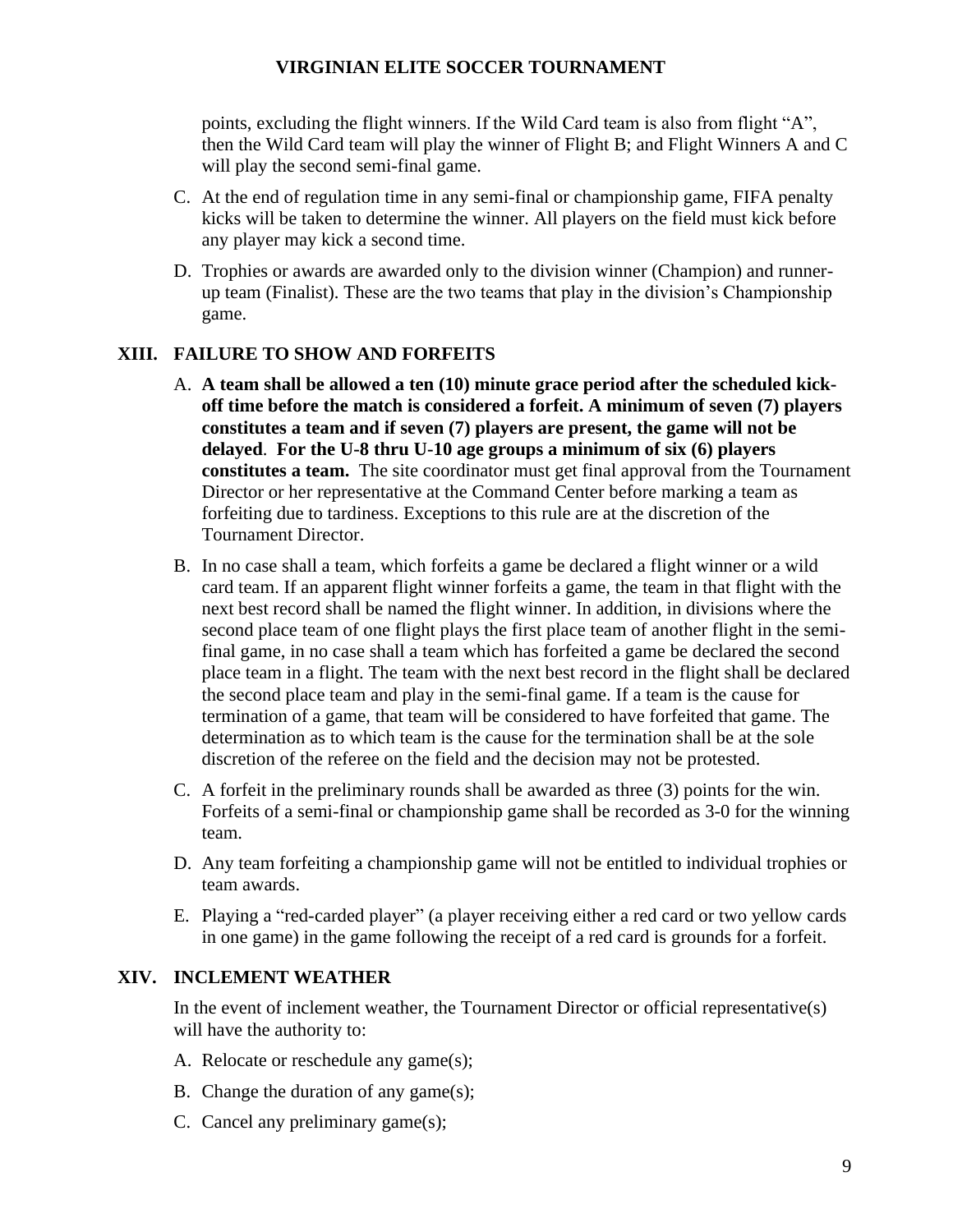points, excluding the flight winners. If the Wild Card team is also from flight "A", then the Wild Card team will play the winner of Flight B; and Flight Winners A and C will play the second semi-final game.

C. At the end of regulation time in any semi-final or championship game, FIFA penalty kicks will be taken to determine the winner. All players on the field must kick before any player may kick a second time.

D. Trophies or awards are awarded only to the division winner (Champion) and runner-up team (Finalist). These are the two teams that play in the division's Championship game.

## XIII. FAILURE TO SHOW AND FORFEITS

A. **A team shall be allowed a ten (10) minute grace period after the scheduled kick-off time before the match is considered a forfeit. A minimum of seven (7) players constitutes a team and if seven (7) players are present, the game will not be delayed**. **For the U-8 thru U-10 age groups a minimum of six (6) players constitutes a team.** The site coordinator must get final approval from the Tournament Director or her representative at the Command Center before marking a team as forfeiting due to tardiness. Exceptions to this rule are at the discretion of the Tournament Director.

B. In no case shall a team, which forfeits a game be declared a flight winner or a wild card team. If an apparent flight winner forfeits a game, the team in that flight with the next best record shall be named the flight winner. In addition, in divisions where the second place team of one flight plays the first place team of another flight in the semi-final game, in no case shall a team which has forfeited a game be declared the second place team in a flight. The team with the next best record in the flight shall be declared the second place team and play in the semi-final game. If a team is the cause for termination of a game, that team will be considered to have forfeited that game. The determination as to which team is the cause for the termination shall be at the sole discretion of the referee on the field and the decision may not be protested.

C. A forfeit in the preliminary rounds shall be awarded as three (3) points for the win. Forfeits of a semi-final or championship game shall be recorded as 3-0 for the winning team.

D. Any team forfeiting a championship game will not be entitled to individual trophies or team awards.

E. Playing a "red-carded player" (a player receiving either a red card or two yellow cards in one game) in the game following the receipt of a red card is grounds for a forfeit.

## XIV. INCLEMENT WEATHER

In the event of inclement weather, the Tournament Director or official representative(s) will have the authority to:

A. Relocate or reschedule any game(s);

B. Change the duration of any game(s);

C. Cancel any preliminary game(s);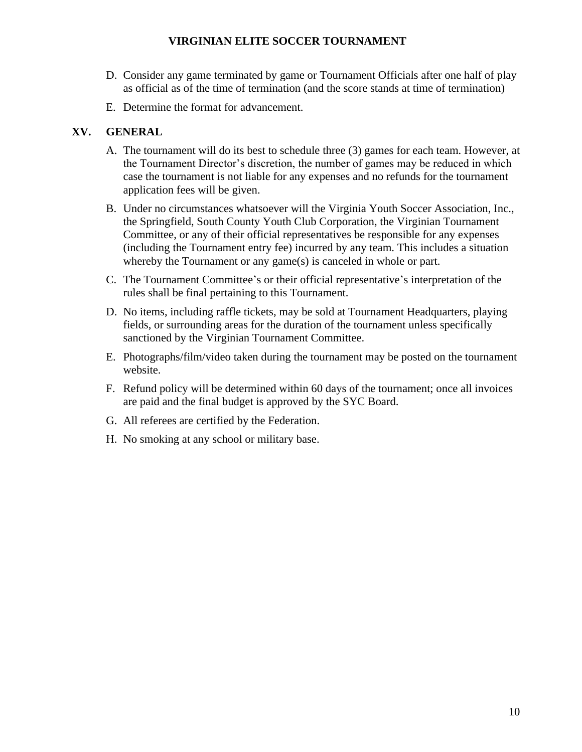D. Consider any game terminated by game or Tournament Officials after one half of play as official as of the time of termination (and the score stands at time of termination)

E. Determine the format for advancement.

## XV. GENERAL

A. The tournament will do its best to schedule three (3) games for each team. However, at the Tournament Director’s discretion, the number of games may be reduced in which case the tournament is not liable for any expenses and no refunds for the tournament application fees will be given.

B. Under no circumstances whatsoever will the Virginia Youth Soccer Association, Inc., the Springfield, South County Youth Club Corporation, the Virginian Tournament Committee, or any of their official representatives be responsible for any expenses (including the Tournament entry fee) incurred by any team. This includes a situation whereby the Tournament or any game(s) is canceled in whole or part.

C. The Tournament Committee’s or their official representative’s interpretation of the rules shall be final pertaining to this Tournament.

D. No items, including raffle tickets, may be sold at Tournament Headquarters, playing fields, or surrounding areas for the duration of the tournament unless specifically sanctioned by the Virginian Tournament Committee.

E. Photographs/film/video taken during the tournament may be posted on the tournament website.

F. Refund policy will be determined within 60 days of the tournament; once all invoices are paid and the final budget is approved by the SYC Board.

G. All referees are certified by the Federation.

H. No smoking at any school or military base.